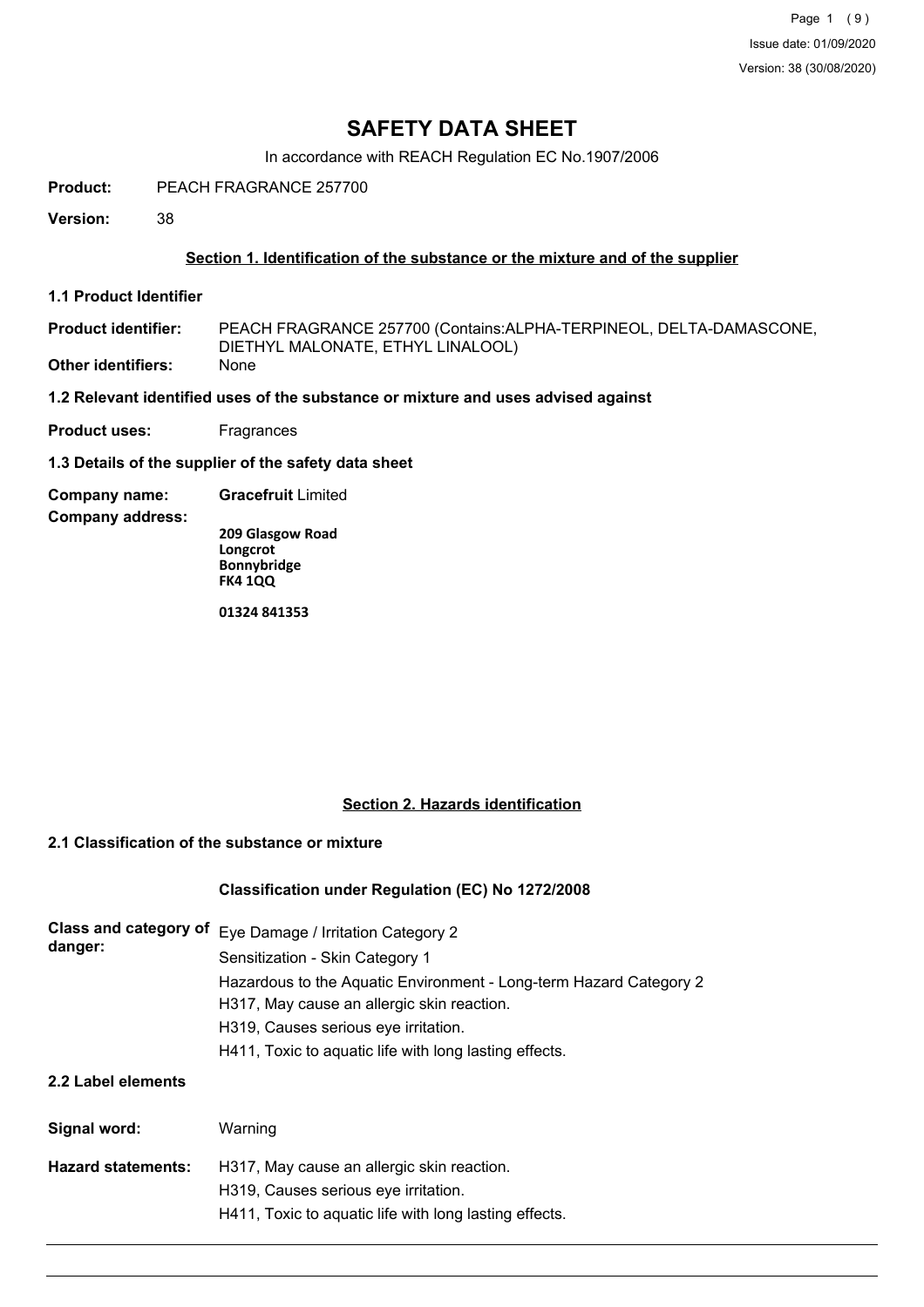# SAFETY DATA SHEET

In accordance with REACH Regulation EC No.1907/2006

**Product:** PEACH FRAGRANCE 257700

**Version:** 38

## Section 1. Identification of the substance or the mixture and of the supplier

### 1.1 Product Identifier

**Product identifier:** PEACH FRAGRANCE 257700 (Contains:ALPHA-TERPINEOL, DELTA-DAMASCONE, DIETHYL MALONATE, ETHYL LINALOOL)

**Other identifiers:** None

### 1.2 Relevant identified uses of the substance or mixture and uses advised against

**Product uses:** Fragrances

### 1.3 Details of the supplier of the safety data sheet

**Company name:** **Gracefruit** Limited

**Company address:**

**209 Glasgow Road**
**Longcrot**
**Bonnybridge**
**FK4 1QQ**

**01324 841353**

## Section 2. Hazards identification

### 2.1 Classification of the substance or mixture

**Classification under Regulation (EC) No 1272/2008**

**Class and category of danger:**

Eye Damage / Irritation Category 2
Sensitization - Skin Category 1
Hazardous to the Aquatic Environment - Long-term Hazard Category 2
H317, May cause an allergic skin reaction.
H319, Causes serious eye irritation.
H411, Toxic to aquatic life with long lasting effects.

### 2.2 Label elements

**Signal word:** Warning

**Hazard statements:**

H317, May cause an allergic skin reaction.
H319, Causes serious eye irritation.
H411, Toxic to aquatic life with long lasting effects.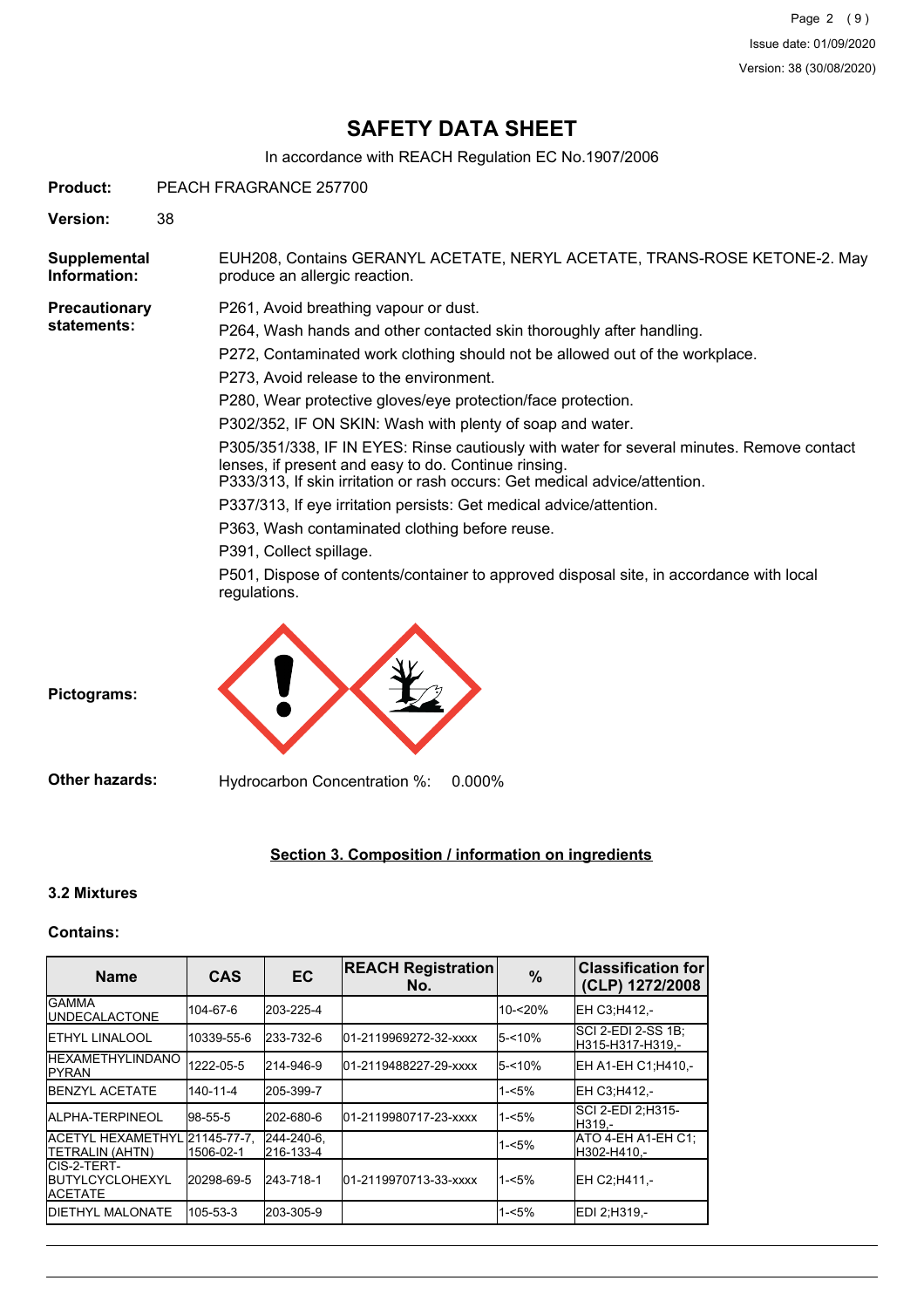# SAFETY DATA SHEET

In accordance with REACH Regulation EC No.1907/2006

**Product:** PEACH FRAGRANCE 257700

**Version:** 38

**Supplemental Information:** EUH208, Contains GERANYL ACETATE, NERYL ACETATE, TRANS-ROSE KETONE-2. May produce an allergic reaction.

**Precautionary statements:**

P261, Avoid breathing vapour or dust.

P264, Wash hands and other contacted skin thoroughly after handling.

P272, Contaminated work clothing should not be allowed out of the workplace.

P273, Avoid release to the environment.

P280, Wear protective gloves/eye protection/face protection.

P302/352, IF ON SKIN: Wash with plenty of soap and water.

P305/351/338, IF IN EYES: Rinse cautiously with water for several minutes. Remove contact lenses, if present and easy to do. Continue rinsing.
P333/313, If skin irritation or rash occurs: Get medical advice/attention.

P337/313, If eye irritation persists: Get medical advice/attention.

P363, Wash contaminated clothing before reuse.

P391, Collect spillage.

P501, Dispose of contents/container to approved disposal site, in accordance with local regulations.

**Pictograms:**

**Other hazards:** Hydrocarbon Concentration %: 0.000%

## Section 3. Composition / information on ingredients

### 3.2 Mixtures

**Contains:**

| Name | CAS | EC | REACH Registration No. | % | Classification for (CLP) 1272/2008 |
|---|---|---|---|---|---|
| GAMMA UNDECALACTONE | 104-67-6 | 203-225-4 | | 10-<20% | EH C3;H412,- |
| ETHYL LINALOOL | 10339-55-6 | 233-732-6 | 01-2119969272-32-xxxx | 5-<10% | SCI 2-EDI 2-SS 1B;H315-H317-H319,- |
| HEXAMETHYLINDANOPYRAN | 1222-05-5 | 214-946-9 | 01-2119488227-29-xxxx | 5-<10% | EH A1-EH C1;H410,- |
| BENZYL ACETATE | 140-11-4 | 205-399-7 | | 1-<5% | EH C3;H412,- |
| ALPHA-TERPINEOL | 98-55-5 | 202-680-6 | 01-2119980717-23-xxxx | 1-<5% | SCI 2-EDI 2;H315-H319,- |
| ACETYL HEXAMETHYL TETRALIN (AHTN) | 21145-77-7, 1506-02-1 | 244-240-6, 216-133-4 | | 1-<5% | ATO 4-EH A1-EH C1;H302-H410,- |
| CIS-2-TERT-BUTYLCYCLOHEXYL ACETATE | 20298-69-5 | 243-718-1 | 01-2119970713-33-xxxx | 1-<5% | EH C2;H411,- |
| DIETHYL MALONATE | 105-53-3 | 203-305-9 | | 1-<5% | EDI 2;H319,- |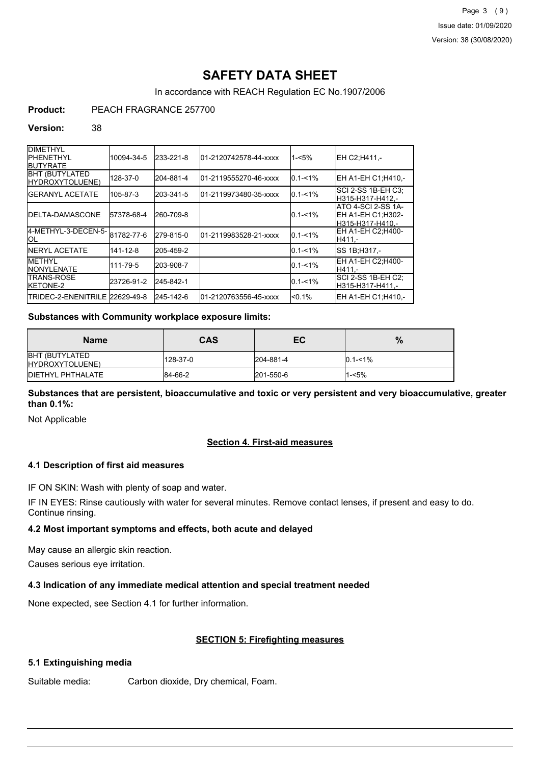# SAFETY DATA SHEET

In accordance with REACH Regulation EC No.1907/2006

**Product:** PEACH FRAGRANCE 257700

**Version:** 38

| | | | | | |
|---|---|---|---|---|---|
| DIMETHYL PHENETHYL BUTYRATE | 10094-34-5 | 233-221-8 | 01-2120742578-44-xxxx | 1-<5% | EH C2;H411,- |
| BHT (BUTYLATED HYDROXYTOLUENE) | 128-37-0 | 204-881-4 | 01-2119555270-46-xxxx | 0.1-<1% | EH A1-EH C1;H410,- |
| GERANYL ACETATE | 105-87-3 | 203-341-5 | 01-2119973480-35-xxxx | 0.1-<1% | SCI 2-SS 1B-EH C3;H315-H317-H412,- |
| DELTA-DAMASCONE | 57378-68-4 | 260-709-8 | | 0.1-<1% | ATO 4-SCI 2-SS 1A-EH A1-EH C1;H302-H315-H317-H410,- |
| 4-METHYL-3-DECEN-5-OL | 81782-77-6 | 279-815-0 | 01-2119983528-21-xxxx | 0.1-<1% | EH A1-EH C2;H400-H411,- |
| NERYL ACETATE | 141-12-8 | 205-459-2 | | 0.1-<1% | SS 1B;H317,- |
| METHYL NONYLENATE | 111-79-5 | 203-908-7 | | 0.1-<1% | EH A1-EH C2;H400-H411,- |
| TRANS-ROSE KETONE-2 | 23726-91-2 | 245-842-1 | | 0.1-<1% | SCI 2-SS 1B-EH C2;H315-H317-H411,- |
| TRIDEC-2-ENENITRILE | 22629-49-8 | 245-142-6 | 01-2120763556-45-xxxx | <0.1% | EH A1-EH C1;H410,- |

**Substances with Community workplace exposure limits:**

| Name | CAS | EC | % |
|---|---|---|---|
| BHT (BUTYLATED HYDROXYTOLUENE) | 128-37-0 | 204-881-4 | 0.1-<1% |
| DIETHYL PHTHALATE | 84-66-2 | 201-550-6 | 1-<5% |

**Substances that are persistent, bioaccumulative and toxic or very persistent and very bioaccumulative, greater than 0.1%:**

Not Applicable

## Section 4. First-aid measures

### 4.1 Description of first aid measures

IF ON SKIN: Wash with plenty of soap and water.

IF IN EYES: Rinse cautiously with water for several minutes. Remove contact lenses, if present and easy to do. Continue rinsing.

### 4.2 Most important symptoms and effects, both acute and delayed

May cause an allergic skin reaction.

Causes serious eye irritation.

### 4.3 Indication of any immediate medical attention and special treatment needed

None expected, see Section 4.1 for further information.

## SECTION 5: Firefighting measures

### 5.1 Extinguishing media

Suitable media: Carbon dioxide, Dry chemical, Foam.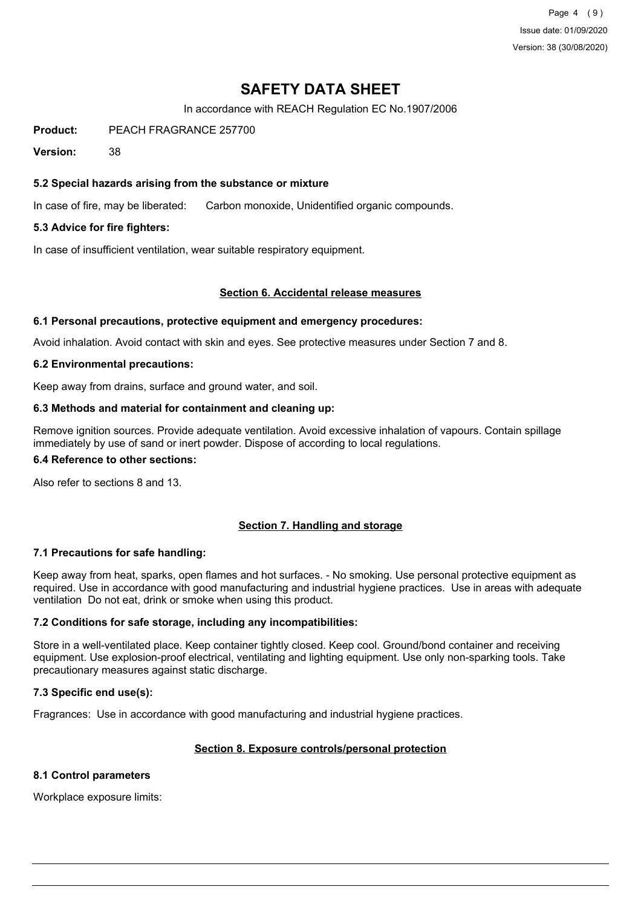**Product:** PEACH FRAGRANCE 257700

**Version:** 38

### 5.2 Special hazards arising from the substance or mixture

In case of fire, may be liberated: Carbon monoxide, Unidentified organic compounds.

### 5.3 Advice for fire fighters:

In case of insufficient ventilation, wear suitable respiratory equipment.

## Section 6. Accidental release measures

### 6.1 Personal precautions, protective equipment and emergency procedures:

Avoid inhalation. Avoid contact with skin and eyes. See protective measures under Section 7 and 8.

### 6.2 Environmental precautions:

Keep away from drains, surface and ground water, and soil.

### 6.3 Methods and material for containment and cleaning up:

Remove ignition sources. Provide adequate ventilation. Avoid excessive inhalation of vapours. Contain spillage immediately by use of sand or inert powder. Dispose of according to local regulations.

### 6.4 Reference to other sections:

Also refer to sections 8 and 13.

## Section 7. Handling and storage

### 7.1 Precautions for safe handling:

Keep away from heat, sparks, open flames and hot surfaces. - No smoking. Use personal protective equipment as required. Use in accordance with good manufacturing and industrial hygiene practices. Use in areas with adequate ventilation Do not eat, drink or smoke when using this product.

### 7.2 Conditions for safe storage, including any incompatibilities:

Store in a well-ventilated place. Keep container tightly closed. Keep cool. Ground/bond container and receiving equipment. Use explosion-proof electrical, ventilating and lighting equipment. Use only non-sparking tools. Take precautionary measures against static discharge.

### 7.3 Specific end use(s):

Fragrances: Use in accordance with good manufacturing and industrial hygiene practices.

## Section 8. Exposure controls/personal protection

### 8.1 Control parameters

Workplace exposure limits: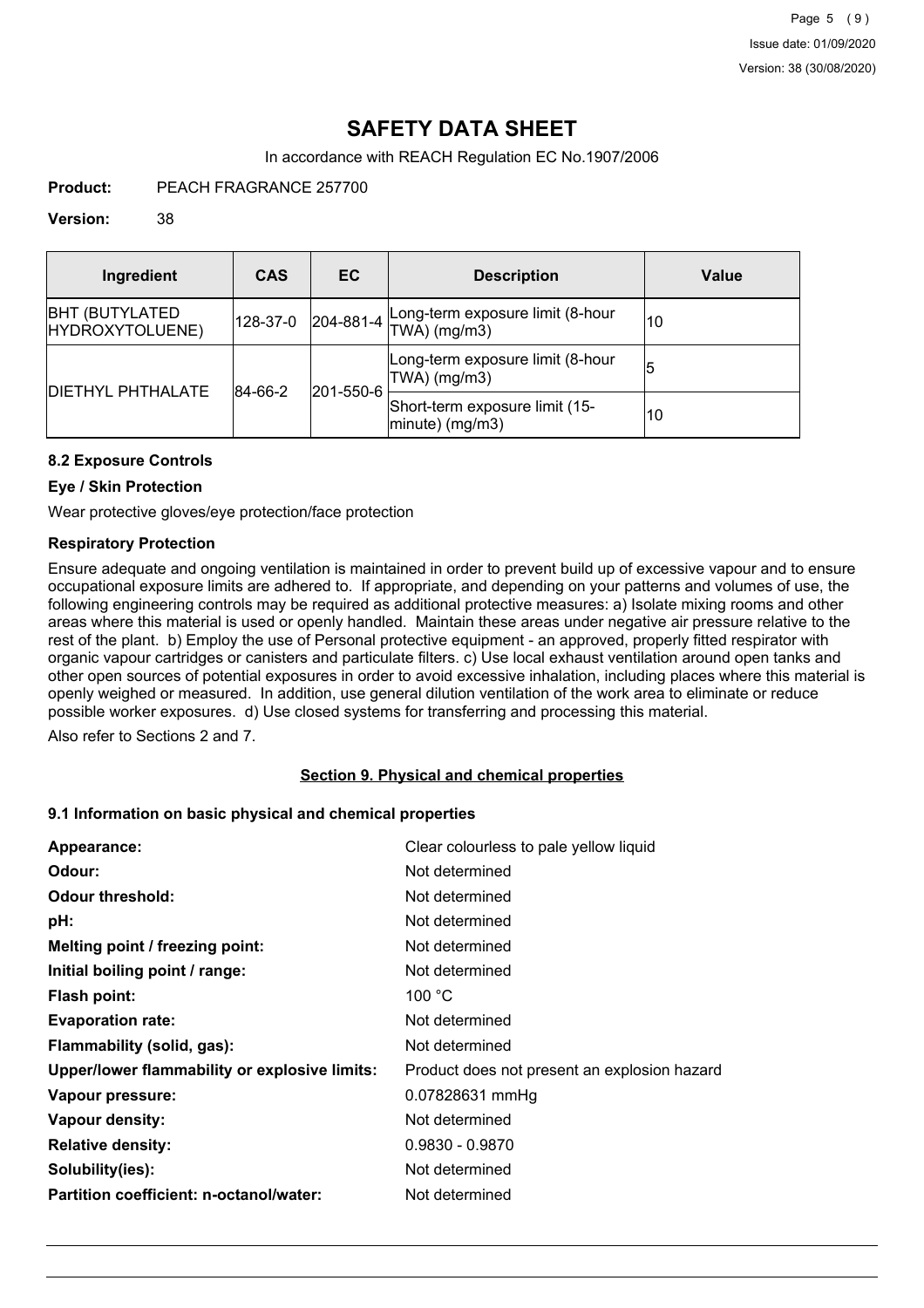# SAFETY DATA SHEET

In accordance with REACH Regulation EC No.1907/2006

**Product:** PEACH FRAGRANCE 257700

**Version:** 38

| Ingredient | CAS | EC | Description | Value |
|---|---|---|---|---|
| BHT (BUTYLATED HYDROXYTOLUENE) | 128-37-0 | 204-881-4 | Long-term exposure limit (8-hour TWA) (mg/m3) | 10 |
| DIETHYL PHTHALATE | 84-66-2 | 201-550-6 | Long-term exposure limit (8-hour TWA) (mg/m3) | 5 |
| | | | Short-term exposure limit (15-minute) (mg/m3) | 10 |

### 8.2 Exposure Controls

#### Eye / Skin Protection

Wear protective gloves/eye protection/face protection

#### Respiratory Protection

Ensure adequate and ongoing ventilation is maintained in order to prevent build up of excessive vapour and to ensure occupational exposure limits are adhered to. If appropriate, and depending on your patterns and volumes of use, the following engineering controls may be required as additional protective measures: a) Isolate mixing rooms and other areas where this material is used or openly handled. Maintain these areas under negative air pressure relative to the rest of the plant. b) Employ the use of Personal protective equipment - an approved, properly fitted respirator with organic vapour cartridges or canisters and particulate filters. c) Use local exhaust ventilation around open tanks and other open sources of potential exposures in order to avoid excessive inhalation, including places where this material is openly weighed or measured. In addition, use general dilution ventilation of the work area to eliminate or reduce possible worker exposures. d) Use closed systems for transferring and processing this material.

Also refer to Sections 2 and 7.

## Section 9. Physical and chemical properties

### 9.1 Information on basic physical and chemical properties

| | |
|---|---|
| **Appearance:** | Clear colourless to pale yellow liquid |
| **Odour:** | Not determined |
| **Odour threshold:** | Not determined |
| **pH:** | Not determined |
| **Melting point / freezing point:** | Not determined |
| **Initial boiling point / range:** | Not determined |
| **Flash point:** | 100 °C |
| **Evaporation rate:** | Not determined |
| **Flammability (solid, gas):** | Not determined |
| **Upper/lower flammability or explosive limits:** | Product does not present an explosion hazard |
| **Vapour pressure:** | 0.07828631 mmHg |
| **Vapour density:** | Not determined |
| **Relative density:** | 0.9830 - 0.9870 |
| **Solubility(ies):** | Not determined |
| **Partition coefficient: n-octanol/water:** | Not determined |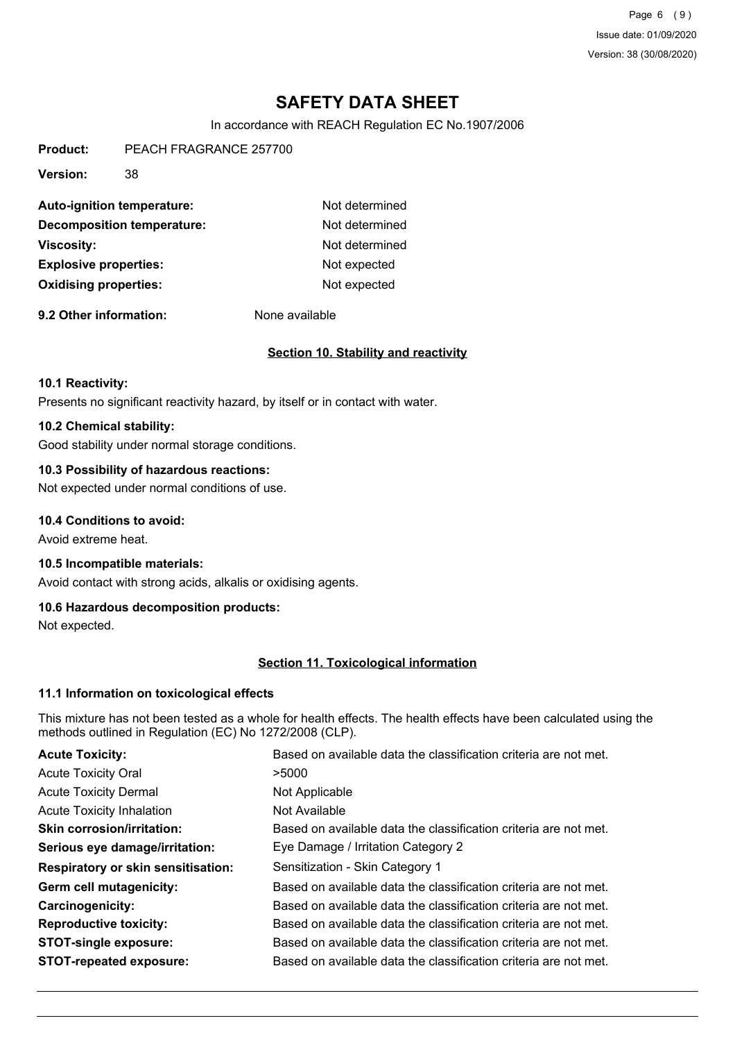# SAFETY DATA SHEET

In accordance with REACH Regulation EC No.1907/2006

**Product:** PEACH FRAGRANCE 257700

**Version:** 38

| | |
|---|---|
| **Auto-ignition temperature:** | Not determined |
| **Decomposition temperature:** | Not determined |
| **Viscosity:** | Not determined |
| **Explosive properties:** | Not expected |
| **Oxidising properties:** | Not expected |

**9.2 Other information:** None available

## Section 10. Stability and reactivity

### 10.1 Reactivity:

Presents no significant reactivity hazard, by itself or in contact with water.

### 10.2 Chemical stability:

Good stability under normal storage conditions.

### 10.3 Possibility of hazardous reactions:

Not expected under normal conditions of use.

### 10.4 Conditions to avoid:

Avoid extreme heat.

### 10.5 Incompatible materials:

Avoid contact with strong acids, alkalis or oxidising agents.

### 10.6 Hazardous decomposition products:

Not expected.

## Section 11. Toxicological information

### 11.1 Information on toxicological effects

This mixture has not been tested as a whole for health effects. The health effects have been calculated using the methods outlined in Regulation (EC) No 1272/2008 (CLP).

| | |
|---|---|
| **Acute Toxicity:** | Based on available data the classification criteria are not met. |
| Acute Toxicity Oral | >5000 |
| Acute Toxicity Dermal | Not Applicable |
| Acute Toxicity Inhalation | Not Available |
| **Skin corrosion/irritation:** | Based on available data the classification criteria are not met. |
| **Serious eye damage/irritation:** | Eye Damage / Irritation Category 2 |
| **Respiratory or skin sensitisation:** | Sensitization - Skin Category 1 |
| **Germ cell mutagenicity:** | Based on available data the classification criteria are not met. |
| **Carcinogenicity:** | Based on available data the classification criteria are not met. |
| **Reproductive toxicity:** | Based on available data the classification criteria are not met. |
| **STOT-single exposure:** | Based on available data the classification criteria are not met. |
| **STOT-repeated exposure:** | Based on available data the classification criteria are not met. |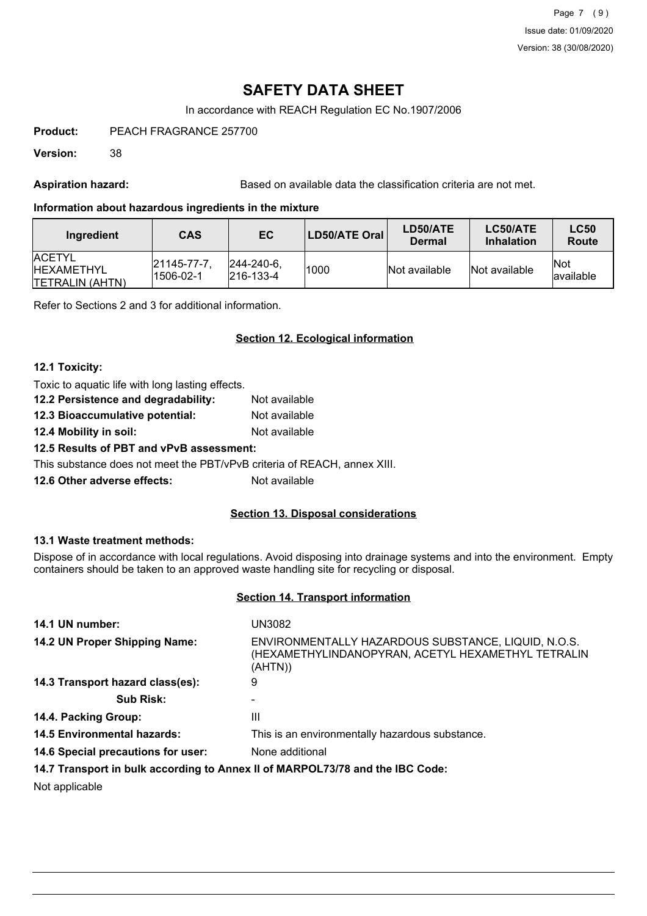# SAFETY DATA SHEET

In accordance with REACH Regulation EC No.1907/2006

**Product:** PEACH FRAGRANCE 257700

**Version:** 38

**Aspiration hazard:** Based on available data the classification criteria are not met.

**Information about hazardous ingredients in the mixture**

| Ingredient | CAS | EC | LD50/ATE Oral | LD50/ATE Dermal | LC50/ATE Inhalation | LC50 Route |
|---|---|---|---|---|---|---|
| ACETYL HEXAMETHYL TETRALIN (AHTN) | 21145-77-7, 1506-02-1 | 244-240-6, 216-133-4 | 1000 | Not available | Not available | Not available |

Refer to Sections 2 and 3 for additional information.

## Section 12. Ecological information

**12.1 Toxicity:**

Toxic to aquatic life with long lasting effects.

**12.2 Persistence and degradability:** Not available

**12.3 Bioaccumulative potential:** Not available

**12.4 Mobility in soil:** Not available

**12.5 Results of PBT and vPvB assessment:**

This substance does not meet the PBT/vPvB criteria of REACH, annex XIII.

**12.6 Other adverse effects:** Not available

## Section 13. Disposal considerations

**13.1 Waste treatment methods:**

Dispose of in accordance with local regulations. Avoid disposing into drainage systems and into the environment. Empty containers should be taken to an approved waste handling site for recycling or disposal.

## Section 14. Transport information

**14.1 UN number:** UN3082

**14.2 UN Proper Shipping Name:** ENVIRONMENTALLY HAZARDOUS SUBSTANCE, LIQUID, N.O.S. (HEXAMETHYLINDANOPYRAN, ACETYL HEXAMETHYL TETRALIN (AHTN))

**14.3 Transport hazard class(es):** 9

**Sub Risk:** -

**14.4. Packing Group:** III

**14.5 Environmental hazards:** This is an environmentally hazardous substance.

**14.6 Special precautions for user:** None additional

**14.7 Transport in bulk according to Annex II of MARPOL73/78 and the IBC Code:**

Not applicable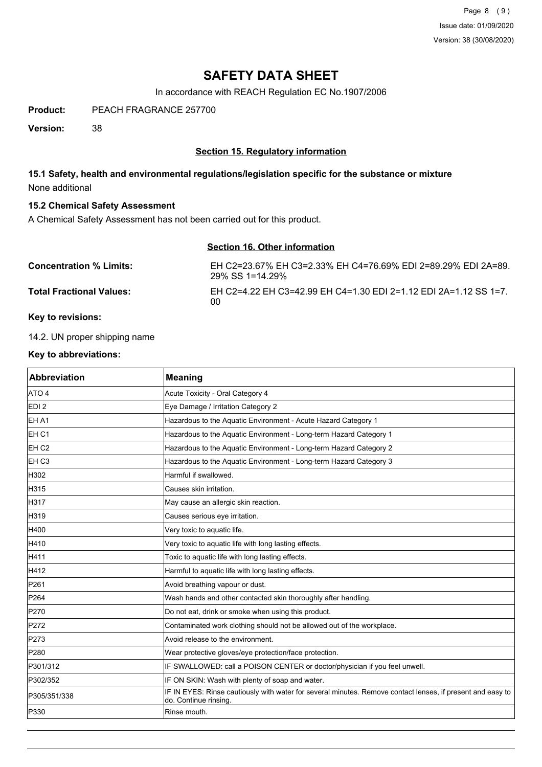# SAFETY DATA SHEET

In accordance with REACH Regulation EC No.1907/2006

**Product:** PEACH FRAGRANCE 257700

**Version:** 38

## Section 15. Regulatory information

### 15.1 Safety, health and environmental regulations/legislation specific for the substance or mixture

None additional

### 15.2 Chemical Safety Assessment

A Chemical Safety Assessment has not been carried out for this product.

## Section 16. Other information

**Concentration % Limits:** EH C2=23.67% EH C3=2.33% EH C4=76.69% EDI 2=89.29% EDI 2A=89.29% SS 1=14.29%

**Total Fractional Values:** EH C2=4.22 EH C3=42.99 EH C4=1.30 EDI 2=1.12 EDI 2A=1.12 SS 1=7.00

**Key to revisions:**

14.2. UN proper shipping name

**Key to abbreviations:**

| Abbreviation | Meaning |
|---|---|
| ATO 4 | Acute Toxicity - Oral Category 4 |
| EDI 2 | Eye Damage / Irritation Category 2 |
| EH A1 | Hazardous to the Aquatic Environment - Acute Hazard Category 1 |
| EH C1 | Hazardous to the Aquatic Environment - Long-term Hazard Category 1 |
| EH C2 | Hazardous to the Aquatic Environment - Long-term Hazard Category 2 |
| EH C3 | Hazardous to the Aquatic Environment - Long-term Hazard Category 3 |
| H302 | Harmful if swallowed. |
| H315 | Causes skin irritation. |
| H317 | May cause an allergic skin reaction. |
| H319 | Causes serious eye irritation. |
| H400 | Very toxic to aquatic life. |
| H410 | Very toxic to aquatic life with long lasting effects. |
| H411 | Toxic to aquatic life with long lasting effects. |
| H412 | Harmful to aquatic life with long lasting effects. |
| P261 | Avoid breathing vapour or dust. |
| P264 | Wash hands and other contacted skin thoroughly after handling. |
| P270 | Do not eat, drink or smoke when using this product. |
| P272 | Contaminated work clothing should not be allowed out of the workplace. |
| P273 | Avoid release to the environment. |
| P280 | Wear protective gloves/eye protection/face protection. |
| P301/312 | IF SWALLOWED: call a POISON CENTER or doctor/physician if you feel unwell. |
| P302/352 | IF ON SKIN: Wash with plenty of soap and water. |
| P305/351/338 | IF IN EYES: Rinse cautiously with water for several minutes. Remove contact lenses, if present and easy to do. Continue rinsing. |
| P330 | Rinse mouth. |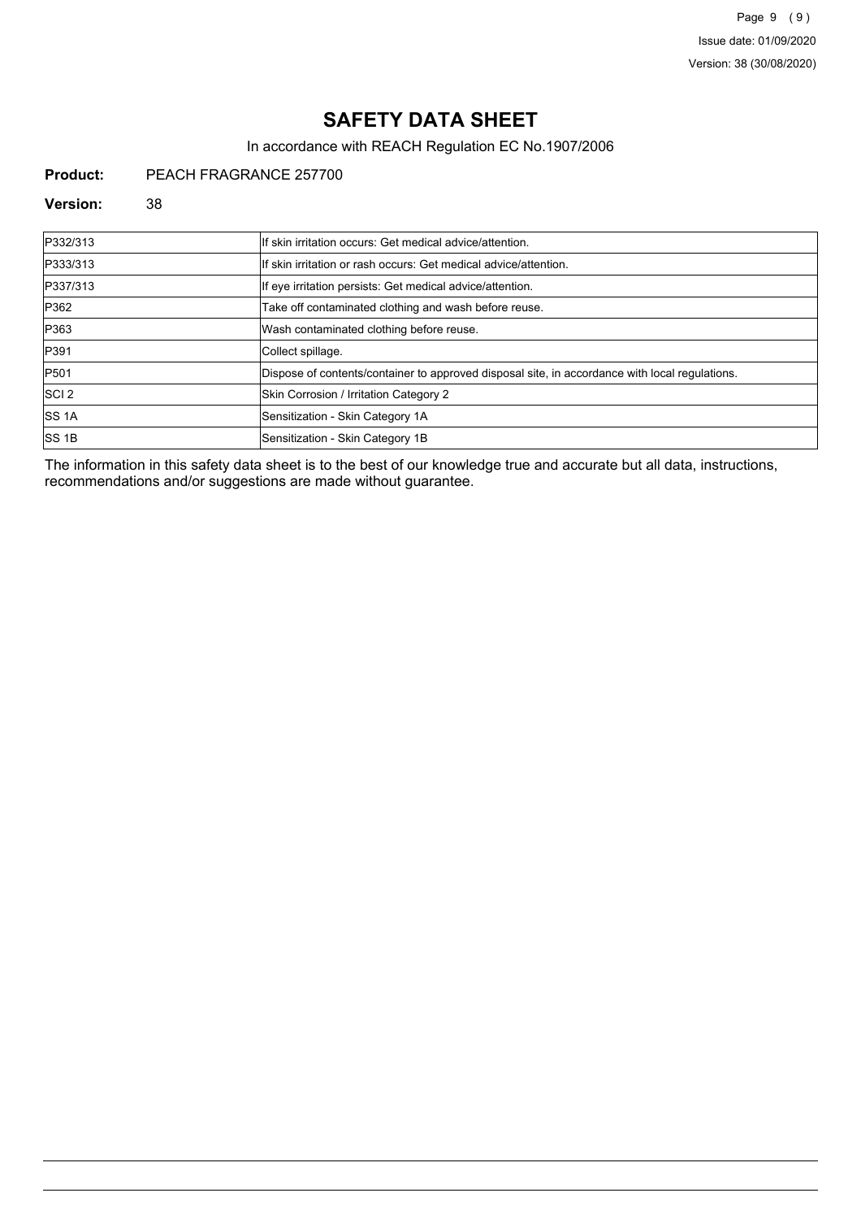# SAFETY DATA SHEET

In accordance with REACH Regulation EC No.1907/2006

**Product:** PEACH FRAGRANCE 257700

**Version:** 38

| | |
|---|---|
| P332/313 | If skin irritation occurs: Get medical advice/attention. |
| P333/313 | If skin irritation or rash occurs: Get medical advice/attention. |
| P337/313 | If eye irritation persists: Get medical advice/attention. |
| P362 | Take off contaminated clothing and wash before reuse. |
| P363 | Wash contaminated clothing before reuse. |
| P391 | Collect spillage. |
| P501 | Dispose of contents/container to approved disposal site, in accordance with local regulations. |
| SCI 2 | Skin Corrosion / Irritation Category 2 |
| SS 1A | Sensitization - Skin Category 1A |
| SS 1B | Sensitization - Skin Category 1B |

The information in this safety data sheet is to the best of our knowledge true and accurate but all data, instructions, recommendations and/or suggestions are made without guarantee.